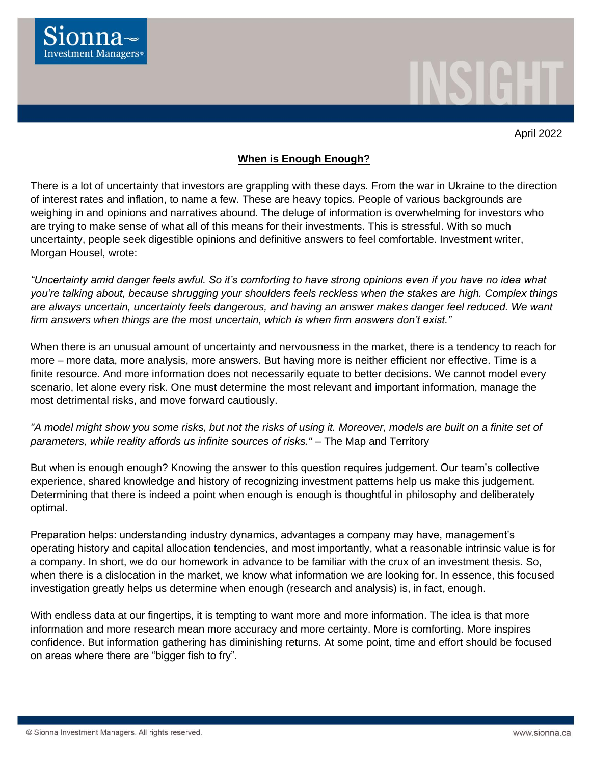April 2022

# When is Enough Enough?

There is a lot of uncertainty that investors are grappling with these days. From the war in Ukraine to the direction of interest rates and inflation, to name a few. These are heavy topics. People of various backgrounds are weighing in and opinions and narratives abound. The deluge of information is overwhelming for investors who are trying to make sense of what all of this means for their investments. This is stressful. With so much uncertainty, people seek digestible opinions and definitive answers to feel comfortable. Investment writer, Morgan Housel, wrote:

*"Uncertainty amid danger feels awful. So it's comforting to have strong opinions even if you have no idea what you're talking about, because shrugging your shoulders feels reckless when the stakes are high. Complex things are always uncertain, uncertainty feels dangerous, and having an answer makes danger feel reduced. We want firm answers when things are the most uncertain, which is when firm answers don't exist."*

When there is an unusual amount of uncertainty and nervousness in the market, there is a tendency to reach for more – more data, more analysis, more answers. But having more is neither efficient nor effective. Time is a finite resource. And more information does not necessarily equate to better decisions. We cannot model every scenario, let alone every risk. One must determine the most relevant and important information, manage the most detrimental risks, and move forward cautiously.

*"A model might show you some risks, but not the risks of using it. Moreover, models are built on a finite set of parameters, while reality affords us infinite sources of risks."* – The Map and Territory

But when is enough enough? Knowing the answer to this question requires judgement. Our team's collective experience, shared knowledge and history of recognizing investment patterns help us make this judgement. Determining that there is indeed a point when enough is enough is thoughtful in philosophy and deliberately optimal.

Preparation helps: understanding industry dynamics, advantages a company may have, management's operating history and capital allocation tendencies, and most importantly, what a reasonable intrinsic value is for a company. In short, we do our homework in advance to be familiar with the crux of an investment thesis. So, when there is a dislocation in the market, we know what information we are looking for. In essence, this focused investigation greatly helps us determine when enough (research and analysis) is, in fact, enough.

With endless data at our fingertips, it is tempting to want more and more information. The idea is that more information and more research mean more accuracy and more certainty. More is comforting. More inspires confidence. But information gathering has diminishing returns. At some point, time and effort should be focused on areas where there are "bigger fish to fry".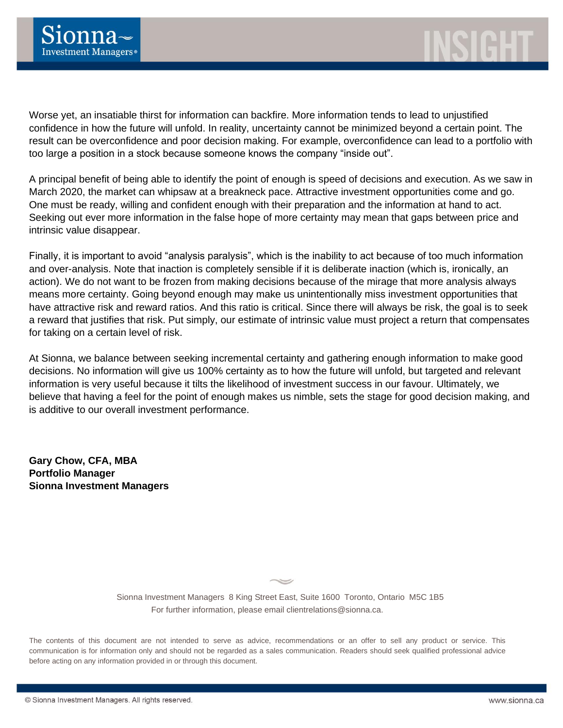Worse yet, an insatiable thirst for information can backfire. More information tends to lead to unjustified confidence in how the future will unfold. In reality, uncertainty cannot be minimized beyond a certain point. The result can be overconfidence and poor decision making. For example, overconfidence can lead to a portfolio with too large a position in a stock because someone knows the company "inside out".

A principal benefit of being able to identify the point of enough is speed of decisions and execution. As we saw in March 2020, the market can whipsaw at a breakneck pace. Attractive investment opportunities come and go. One must be ready, willing and confident enough with their preparation and the information at hand to act. Seeking out ever more information in the false hope of more certainty may mean that gaps between price and intrinsic value disappear.

Finally, it is important to avoid "analysis paralysis", which is the inability to act because of too much information and over-analysis. Note that inaction is completely sensible if it is deliberate inaction (which is, ironically, an action). We do not want to be frozen from making decisions because of the mirage that more analysis always means more certainty. Going beyond enough may make us unintentionally miss investment opportunities that have attractive risk and reward ratios. And this ratio is critical. Since there will always be risk, the goal is to seek a reward that justifies that risk. Put simply, our estimate of intrinsic value must project a return that compensates for taking on a certain level of risk.

At Sionna, we balance between seeking incremental certainty and gathering enough information to make good decisions. No information will give us 100% certainty as to how the future will unfold, but targeted and relevant information is very useful because it tilts the likelihood of investment success in our favour. Ultimately, we believe that having a feel for the point of enough makes us nimble, sets the stage for good decision making, and is additive to our overall investment performance.

**Gary Chow, CFA, MBA**
**Portfolio Manager**
**Sionna Investment Managers**

Sionna Investment Managers 8 King Street East, Suite 1600 Toronto, Ontario M5C 1B5
For further information, please email clientrelations@sionna.ca.

The contents of this document are not intended to serve as advice, recommendations or an offer to sell any product or service. This communication is for information only and should not be regarded as a sales communication. Readers should seek qualified professional advice before acting on any information provided in or through this document.